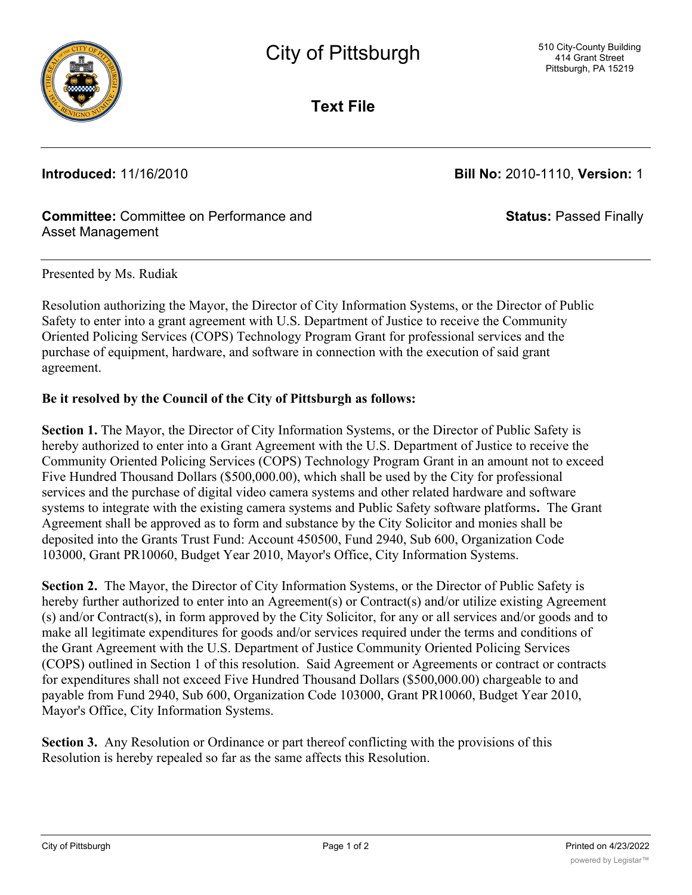# City of Pittsburgh

510 City-County Building
414 Grant Street
Pittsburgh, PA 15219

## Text File

**Introduced:** 11/16/2010

**Bill No:** 2010-1110, **Version:** 1

**Committee:** Committee on Performance and Asset Management

**Status:** Passed Finally

Presented by Ms. Rudiak

Resolution authorizing the Mayor, the Director of City Information Systems, or the Director of Public Safety to enter into a grant agreement with U.S. Department of Justice to receive the Community Oriented Policing Services (COPS) Technology Program Grant for professional services and the purchase of equipment, hardware, and software in connection with the execution of said grant agreement.

**Be it resolved by the Council of the City of Pittsburgh as follows:**

**Section 1.** The Mayor, the Director of City Information Systems, or the Director of Public Safety is hereby authorized to enter into a Grant Agreement with the U.S. Department of Justice to receive the Community Oriented Policing Services (COPS) Technology Program Grant in an amount not to exceed Five Hundred Thousand Dollars ($500,000.00), which shall be used by the City for professional services and the purchase of digital video camera systems and other related hardware and software systems to integrate with the existing camera systems and Public Safety software platforms**.** The Grant Agreement shall be approved as to form and substance by the City Solicitor and monies shall be deposited into the Grants Trust Fund: Account 450500, Fund 2940, Sub 600, Organization Code 103000, Grant PR10060, Budget Year 2010, Mayor's Office, City Information Systems.

**Section 2.** The Mayor, the Director of City Information Systems, or the Director of Public Safety is hereby further authorized to enter into an Agreement(s) or Contract(s) and/or utilize existing Agreement (s) and/or Contract(s), in form approved by the City Solicitor, for any or all services and/or goods and to make all legitimate expenditures for goods and/or services required under the terms and conditions of the Grant Agreement with the U.S. Department of Justice Community Oriented Policing Services (COPS) outlined in Section 1 of this resolution. Said Agreement or Agreements or contract or contracts for expenditures shall not exceed Five Hundred Thousand Dollars ($500,000.00) chargeable to and payable from Fund 2940, Sub 600, Organization Code 103000, Grant PR10060, Budget Year 2010, Mayor's Office, City Information Systems.

**Section 3.** Any Resolution or Ordinance or part thereof conflicting with the provisions of this Resolution is hereby repealed so far as the same affects this Resolution.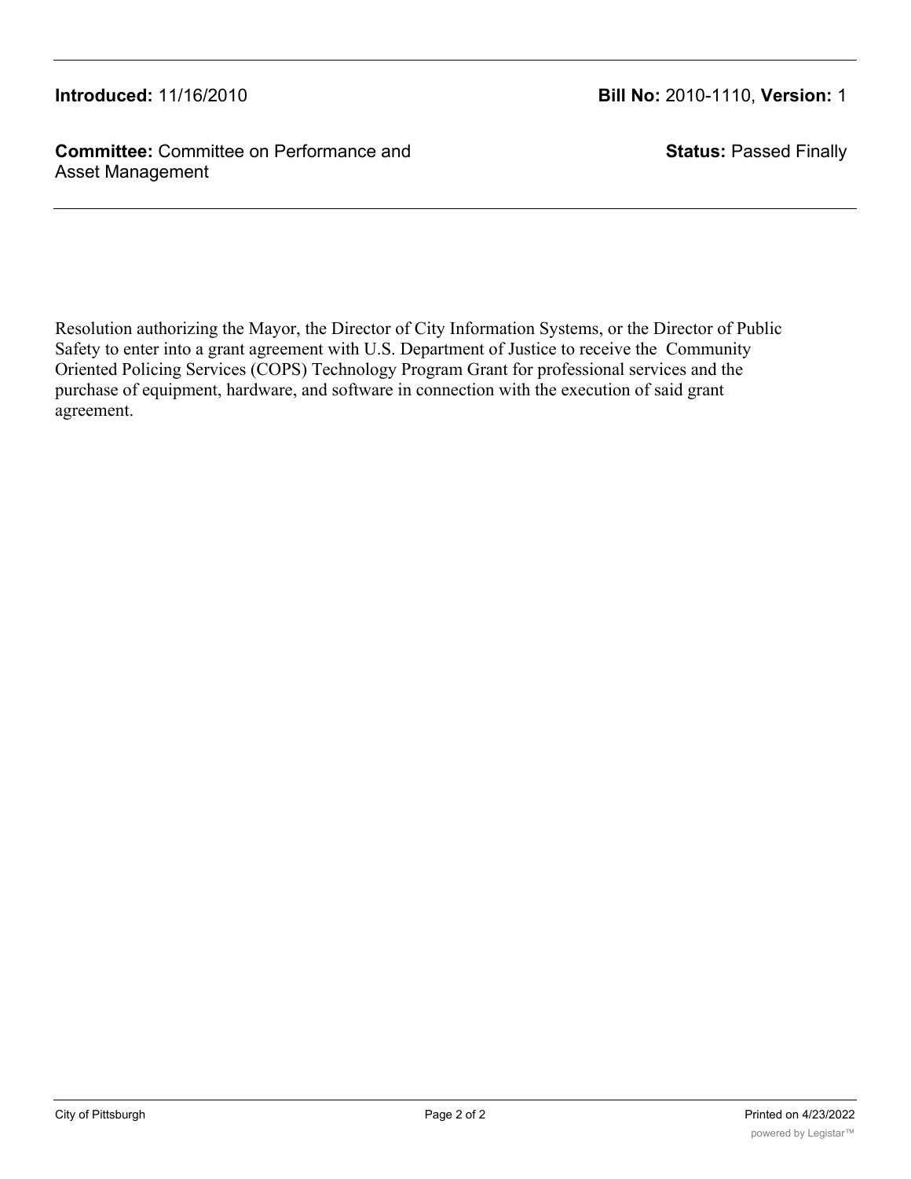**Introduced:** 11/16/2010

**Bill No:** 2010-1110, **Version:** 1

**Committee:** Committee on Performance and Asset Management

**Status:** Passed Finally

Resolution authorizing the Mayor, the Director of City Information Systems, or the Director of Public Safety to enter into a grant agreement with U.S. Department of Justice to receive the Community Oriented Policing Services (COPS) Technology Program Grant for professional services and the purchase of equipment, hardware, and software in connection with the execution of said grant agreement.